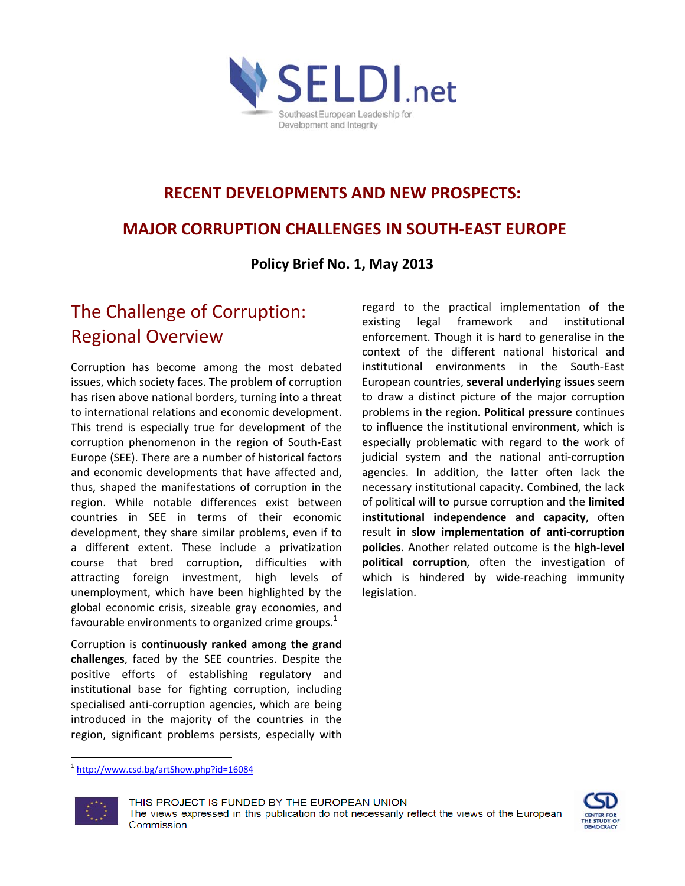SELDI.net

Southeast European Leadership for Development and Integrity

# RECENT DEVELOPMENTS AND NEW PROSPECTS:

# MAJOR CORRUPTION CHALLENGES IN SOUTH-EAST EUROPE

**Policy Brief No. 1, May 2013**

## The Challenge of Corruption: Regional Overview

Corruption has become among the most debated issues, which society faces. The problem of corruption has risen above national borders, turning into a threat to international relations and economic development. This trend is especially true for development of the corruption phenomenon in the region of South-East Europe (SEE). There are a number of historical factors and economic developments that have affected and, thus, shaped the manifestations of corruption in the region. While notable differences exist between countries in SEE in terms of their economic development, they share similar problems, even if to a different extent. These include a privatization course that bred corruption, difficulties with attracting foreign investment, high levels of unemployment, which have been highlighted by the global economic crisis, sizeable gray economies, and favourable environments to organized crime groups.[1]

Corruption is **continuously ranked among the grand challenges**, faced by the SEE countries. Despite the positive efforts of establishing regulatory and institutional base for fighting corruption, including specialised anti-corruption agencies, which are being introduced in the majority of the countries in the region, significant problems persists, especially with regard to the practical implementation of the existing legal framework and institutional enforcement. Though it is hard to generalise in the context of the different national historical and institutional environments in the South-East European countries, **several underlying issues** seem to draw a distinct picture of the major corruption problems in the region. **Political pressure** continues to influence the institutional environment, which is especially problematic with regard to the work of judicial system and the national anti-corruption agencies. In addition, the latter often lack the necessary institutional capacity. Combined, the lack of political will to pursue corruption and the **limited institutional independence and capacity**, often result in **slow implementation of anti-corruption policies**. Another related outcome is the **high-level political corruption**, often the investigation of which is hindered by wide-reaching immunity legislation.

---

[1] http://www.csd.bg/artShow.php?id=16084

THIS PROJECT IS FUNDED BY THE EUROPEAN UNION
The views expressed in this publication do not necessarily reflect the views of the European Commission

CSD CENTER FOR THE STUDY OF DEMOCRACY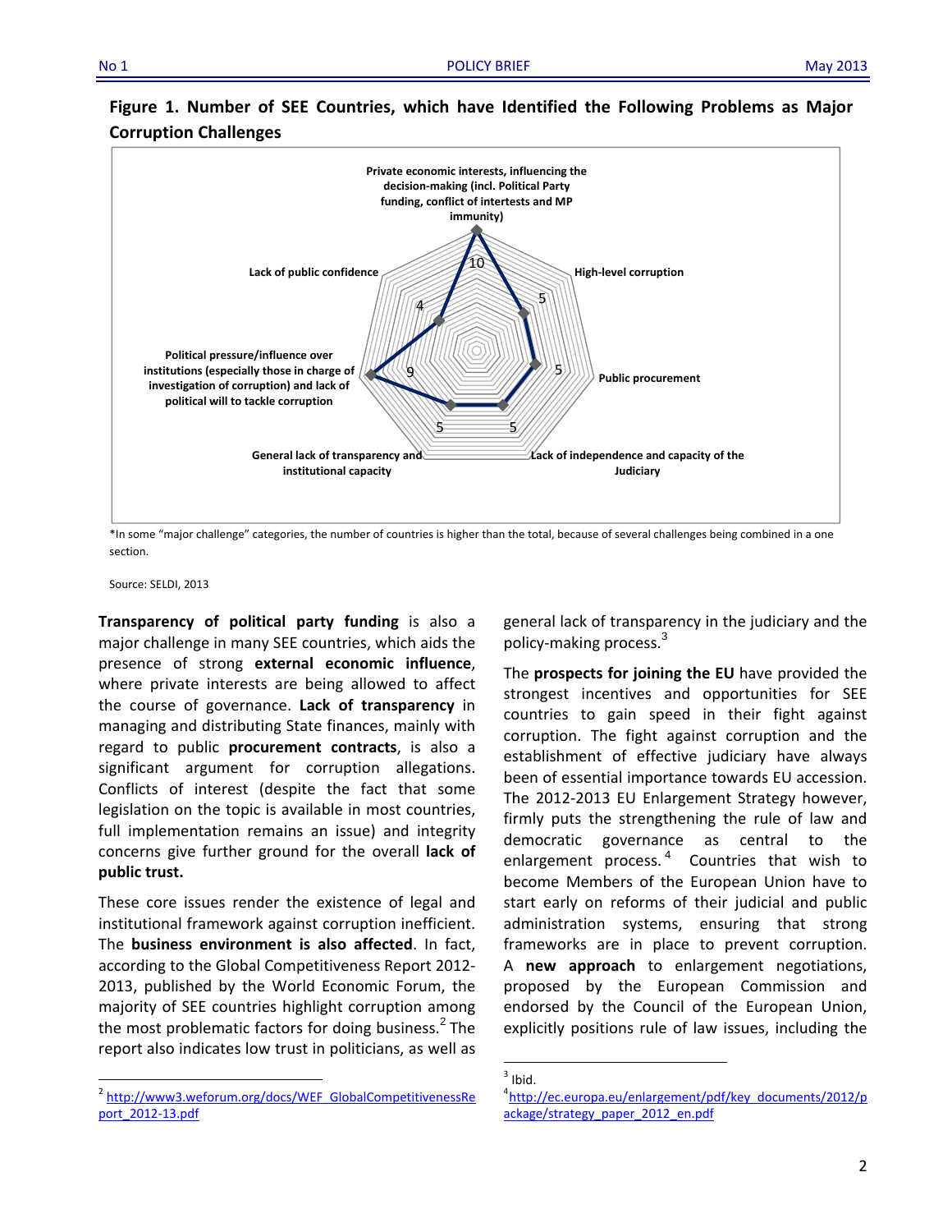**Figure 1. Number of SEE Countries, which have Identified the Following Problems as Major Corruption Challenges**

| Major corruption challenge | Number of SEE countries |
| --- | --- |
| Private economic interests, influencing the decision-making (incl. Political Party funding, conflict of intertests and MP immunity) | 10 |
| High-level corruption | 5 |
| Public procurement | 5 |
| Lack of independence and capacity of the Judiciary | 5 |
| General lack of transparency and institutional capacity | 5 |
| Political pressure/influence over institutions (especially those in charge of investigation of corruption) and lack of political will to tackle corruption | 9 |
| Lack of public confidence | 4 |

*In some "major challenge" categories, the number of countries is higher than the total, because of several challenges being combined in a one section.

Source: SELDI, 2013

**Transparency of political party funding** is also a major challenge in many SEE countries, which aids the presence of strong **external economic influence**, where private interests are being allowed to affect the course of governance. **Lack of transparency** in managing and distributing State finances, mainly with regard to public **procurement contracts**, is also a significant argument for corruption allegations. Conflicts of interest (despite the fact that some legislation on the topic is available in most countries, full implementation remains an issue) and integrity concerns give further ground for the overall **lack of public trust.**

These core issues render the existence of legal and institutional framework against corruption inefficient. The **business environment is also affected**. In fact, according to the Global Competitiveness Report 2012-2013, published by the World Economic Forum, the majority of SEE countries highlight corruption among the most problematic factors for doing business.[2] The report also indicates low trust in politicians, as well as general lack of transparency in the judiciary and the policy-making process.[3]

The **prospects for joining the EU** have provided the strongest incentives and opportunities for SEE countries to gain speed in their fight against corruption. The fight against corruption and the establishment of effective judiciary have always been of essential importance towards EU accession. The 2012-2013 EU Enlargement Strategy however, firmly puts the strengthening the rule of law and democratic governance as central to the enlargement process.[4] Countries that wish to become Members of the European Union have to start early on reforms of their judicial and public administration systems, ensuring that strong frameworks are in place to prevent corruption. A **new approach** to enlargement negotiations, proposed by the European Commission and endorsed by the Council of the European Union, explicitly positions rule of law issues, including the

---

[2] http://www3.weforum.org/docs/WEF_GlobalCompetitivenessReport_2012-13.pdf

[3] Ibid.

[4] http://ec.europa.eu/enlargement/pdf/key_documents/2012/package/strategy_paper_2012_en.pdf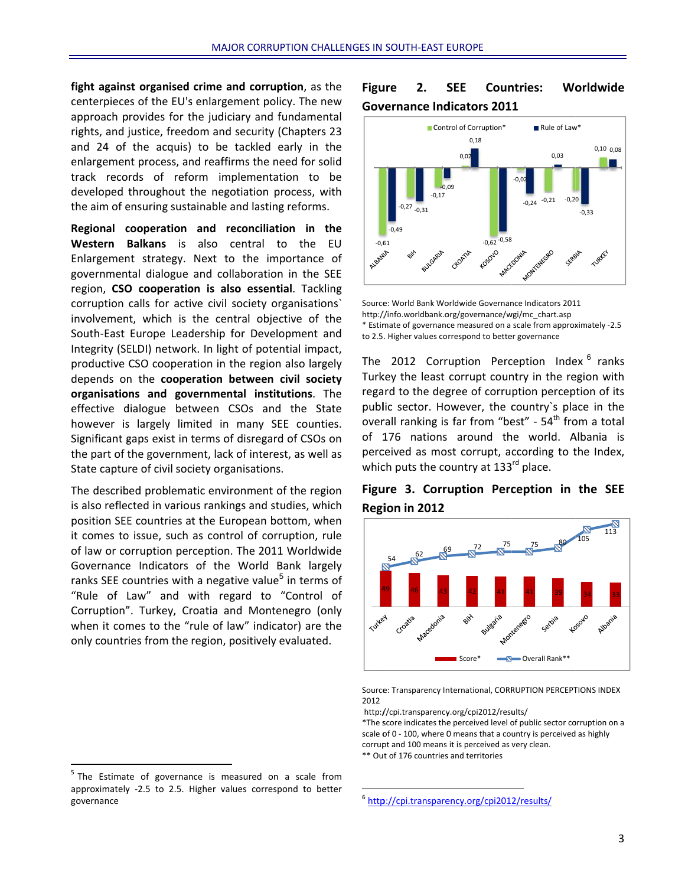**fight against organised crime and corruption**, as the centerpieces of the EU's enlargement policy. The new approach provides for the judiciary and fundamental rights, and justice, freedom and security (Chapters 23 and 24 of the acquis) to be tackled early in the enlargement process, and reaffirms the need for solid track records of reform implementation to be developed throughout the negotiation process, with the aim of ensuring sustainable and lasting reforms.

**Regional cooperation and reconciliation in the Western Balkans** is also central to the EU Enlargement strategy. Next to the importance of governmental dialogue and collaboration in the SEE region, **CSO cooperation is also essential**. Tackling corruption calls for active civil society organisations` involvement, which is the central objective of the South-East Europe Leadership for Development and Integrity (SELDI) network. In light of potential impact, productive CSO cooperation in the region also largely depends on the **cooperation between civil society organisations and governmental institutions**. The effective dialogue between CSOs and the State however is largely limited in many SEE counties. Significant gaps exist in terms of disregard of CSOs on the part of the government, lack of interest, as well as State capture of civil society organisations.

The described problematic environment of the region is also reflected in various rankings and studies, which position SEE countries at the European bottom, when it comes to issue, such as control of corruption, rule of law or corruption perception. The 2011 Worldwide Governance Indicators of the World Bank largely ranks SEE countries with a negative value[5] in terms of "Rule of Law" and with regard to "Control of Corruption". Turkey, Croatia and Montenegro (only when it comes to the "rule of law" indicator) are the only countries from the region, positively evaluated.

**Figure 2. SEE Countries: Worldwide Governance Indicators 2011**

| Country | Control of Corruption* | Rule of Law* |
|---|---|---|
| Albania | -0,61 | -0,49 |
| BiH | -0,27 | -0,31 |
| Bulgaria | -0,17 | -0,09 |
| Croatia | 0,02 | 0,18 |
| Kosovo | -0,62 | -0,58 |
| Macedonia | -0,02 | -0,24 |
| Montenegro | -0,21 | 0,03 |
| Serbia | -0,20 | -0,33 |
| Turkey | 0,10 | 0,08 |

Source: World Bank Worldwide Governance Indicators 2011
http://info.worldbank.org/governance/wgi/mc_chart.asp
* Estimate of governance measured on a scale from approximately -2.5 to 2.5. Higher values correspond to better governance

The 2012 Corruption Perception Index[6] ranks Turkey the least corrupt country in the region with regard to the degree of corruption perception of its public sector. However, the country`s place in the overall ranking is far from "best" - 54th from a total of 176 nations around the world. Albania is perceived as most corrupt, according to the Index, which puts the country at 133rd place.

**Figure 3. Corruption Perception in the SEE Region in 2012**

| Country | Score* | Overall Rank** |
|---|---|---|
| Turkey | 49 | 54 |
| Croatia | 46 | 62 |
| Macedonia | 43 | 69 |
| BiH | 42 | 72 |
| Bulgaria | 41 | 75 |
| Montenegro | 41 | 75 |
| Serbia | 39 | 80 |
| Kosovo | 34 | 105 |
| Albania | 33 | 113 |

Source: Transparency International, CORRUPTION PERCEPTIONS INDEX 2012
http://cpi.transparency.org/cpi2012/results/
*The score indicates the perceived level of public sector corruption on a scale of 0 - 100, where 0 means that a country is perceived as highly corrupt and 100 means it is perceived as very clean.
** Out of 176 countries and territories

[5] The Estimate of governance is measured on a scale from approximately -2.5 to 2.5. Higher values correspond to better governance

[6] http://cpi.transparency.org/cpi2012/results/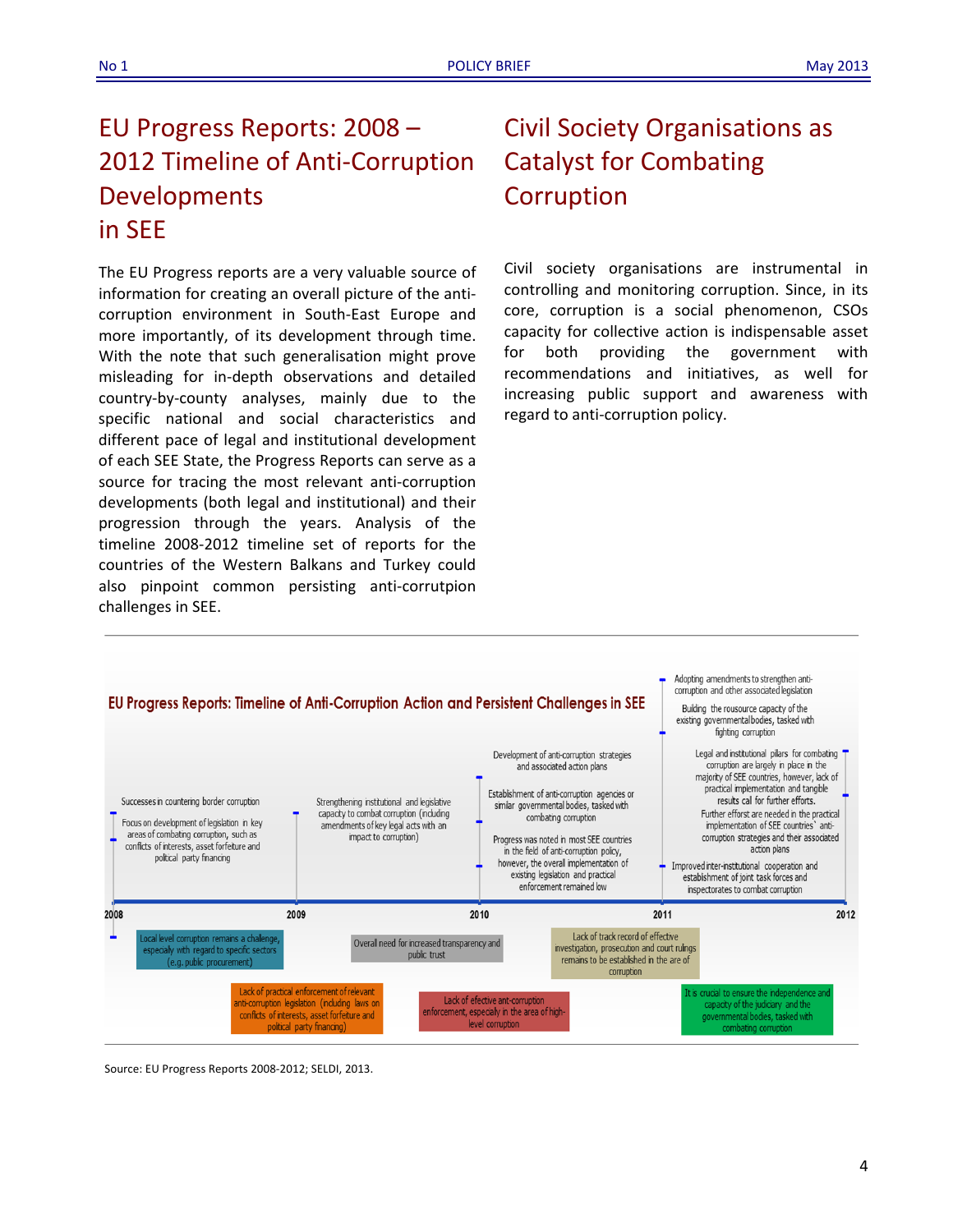# EU Progress Reports: 2008 – 2012 Timeline of Anti-Corruption Developments in SEE

The EU Progress reports are a very valuable source of information for creating an overall picture of the anti-corruption environment in South-East Europe and more importantly, of its development through time. With the note that such generalisation might prove misleading for in-depth observations and detailed country-by-county analyses, mainly due to the specific national and social characteristics and different pace of legal and institutional development of each SEE State, the Progress Reports can serve as a source for tracing the most relevant anti-corruption developments (both legal and institutional) and their progression through the years. Analysis of the timeline 2008-2012 timeline set of reports for the countries of the Western Balkans and Turkey could also pinpoint common persisting anti-corrutpion challenges in SEE.

# Civil Society Organisations as Catalyst for Combating Corruption

Civil society organisations are instrumental in controlling and monitoring corruption. Since, in its core, corruption is a social phenomenon, CSOs capacity for collective action is indispensable asset for both providing the government with recommendations and initiatives, as well for increasing public support and awareness with regard to anti-corruption policy.

**EU Progress Reports: Timeline of Anti-Corruption Action and Persistent Challenges in SEE**

**2008**
- Successes in countering border corruption
- Focus on development of legislation in key areas of combating corruption, such as conflicts of interests, asset forfeiture and political party financing

**2009**
- Strengthening institutional and legislative capacity to combat corruption (including amendments of key legal acts with an impact to corruption)

**2010**
- Development of anti-corruption strategies and associated action plans
- Establishment of anti-corruption agencies or similar governmental bodies, tasked with combating corruption
- Progress was noted in most SEE countries in the field of anti-corruption policy, however, the overall implementation of existing legislation and practical enforcement remained low

**2011**
- Adopting amendments to strengthen anti-corruption and other associated legislation
- Building the rousource capacity of the existing governmental bodies, tasked with fighting corruption
- Improved inter-institutional cooperation and establishment of joint task forces and inspectorates to combat corruption

**2012**
- Legal and institutional pillars for combating corruption are largely in place in the majority of SEE countries, however, lack of practical implementation and tangible results call for further efforts.
- Further effort are needed in the practical implementation of SEE countries` anti-corruption strategies and their associated action plans

**Persistent challenges:**
- Local level corruption remains a challenge, especially with regard to specific sectors (e.g. public procurement)
- Lack of practical enforcement of relevant anti-corruption legislation (including laws on conflicts of interests, asset forfeiture and political party financing)
- Overall need for increased transparency and public trust
- Lack of effective anti-corruption enforcement, especially in the area of high-level corruption
- Lack of track record of effective investigation, prosecution and court rulings remains to be established in the are of corruption
- It is crucial to ensure the independence and capacity of the judiciary and the governmental bodies, tasked with combating corruption

Source: EU Progress Reports 2008-2012; SELDI, 2013.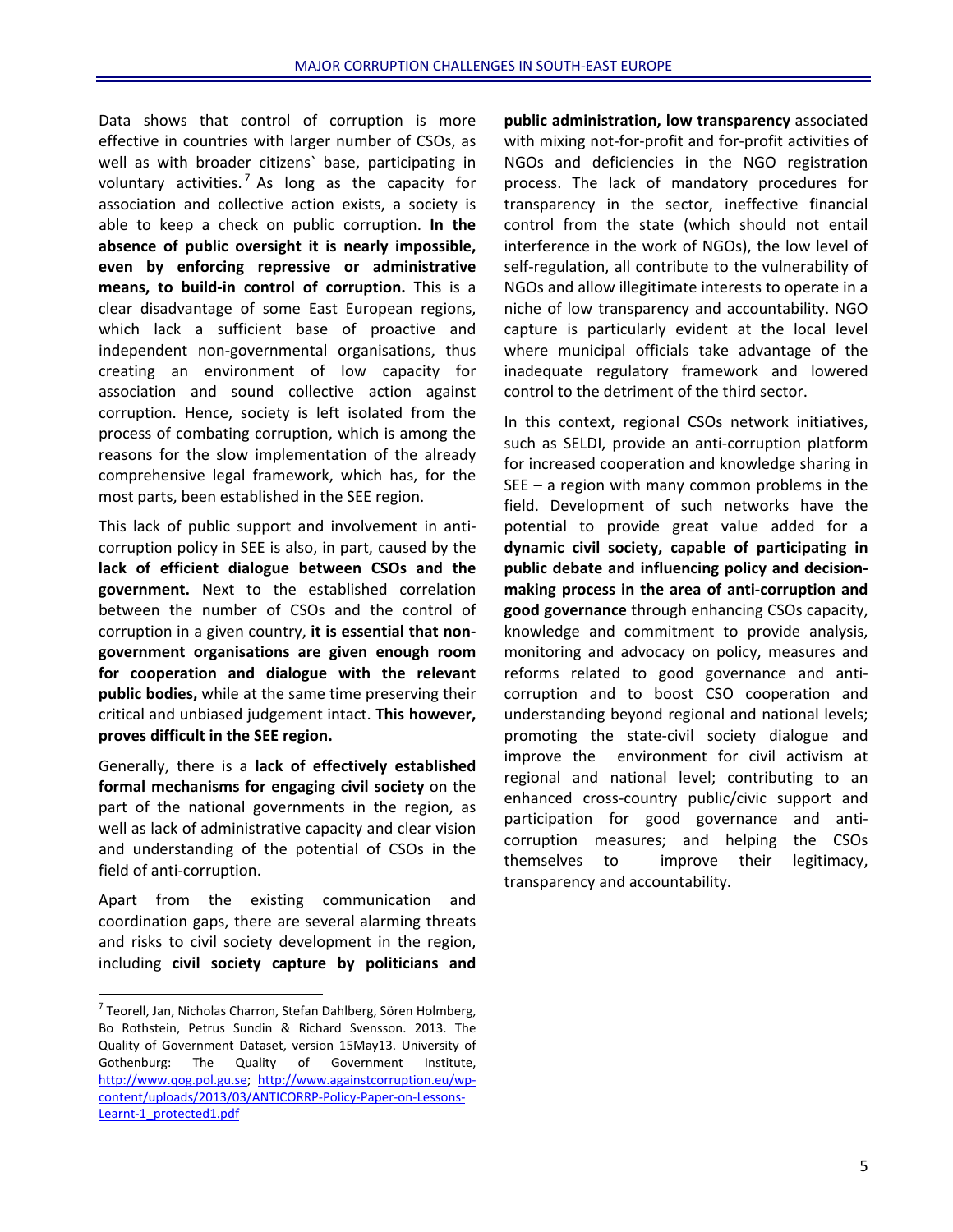Data shows that control of corruption is more effective in countries with larger number of CSOs, as well as with broader citizens` base, participating in voluntary activities.[7] As long as the capacity for association and collective action exists, a society is able to keep a check on public corruption. **In the absence of public oversight it is nearly impossible, even by enforcing repressive or administrative means, to build-in control of corruption.** This is a clear disadvantage of some East European regions, which lack a sufficient base of proactive and independent non-governmental organisations, thus creating an environment of low capacity for association and sound collective action against corruption. Hence, society is left isolated from the process of combating corruption, which is among the reasons for the slow implementation of the already comprehensive legal framework, which has, for the most parts, been established in the SEE region.

This lack of public support and involvement in anti-corruption policy in SEE is also, in part, caused by the **lack of efficient dialogue between CSOs and the government.** Next to the established correlation between the number of CSOs and the control of corruption in a given country, **it is essential that non-government organisations are given enough room for cooperation and dialogue with the relevant public bodies,** while at the same time preserving their critical and unbiased judgement intact. **This however, proves difficult in the SEE region.**

Generally, there is a **lack of effectively established formal mechanisms for engaging civil society** on the part of the national governments in the region, as well as lack of administrative capacity and clear vision and understanding of the potential of CSOs in the field of anti-corruption.

Apart from the existing communication and coordination gaps, there are several alarming threats and risks to civil society development in the region, including **civil society capture by politicians and public administration, low transparency** associated with mixing not-for-profit and for-profit activities of NGOs and deficiencies in the NGO registration process. The lack of mandatory procedures for transparency in the sector, ineffective financial control from the state (which should not entail interference in the work of NGOs), the low level of self-regulation, all contribute to the vulnerability of NGOs and allow illegitimate interests to operate in a niche of low transparency and accountability. NGO capture is particularly evident at the local level where municipal officials take advantage of the inadequate regulatory framework and lowered control to the detriment of the third sector.

In this context, regional CSOs network initiatives, such as SELDI, provide an anti-corruption platform for increased cooperation and knowledge sharing in SEE – a region with many common problems in the field. Development of such networks have the potential to provide great value added for a **dynamic civil society, capable of participating in public debate and influencing policy and decision-making process in the area of anti-corruption and good governance** through enhancing CSOs capacity, knowledge and commitment to provide analysis, monitoring and advocacy on policy, measures and reforms related to good governance and anti-corruption and to boost CSO cooperation and understanding beyond regional and national levels; promoting the state-civil society dialogue and improve the environment for civil activism at regional and national level; contributing to an enhanced cross-country public/civic support and participation for good governance and anti-corruption measures; and helping the CSOs themselves to improve their legitimacy, transparency and accountability.

---

[7] Teorell, Jan, Nicholas Charron, Stefan Dahlberg, Sören Holmberg, Bo Rothstein, Petrus Sundin & Richard Svensson. 2013. The Quality of Government Dataset, version 15May13. University of Gothenburg: The Quality of Government Institute, http://www.qog.pol.gu.se; http://www.againstcorruption.eu/wp-content/uploads/2013/03/ANTICORRP-Policy-Paper-on-Lessons-Learnt-1_protected1.pdf